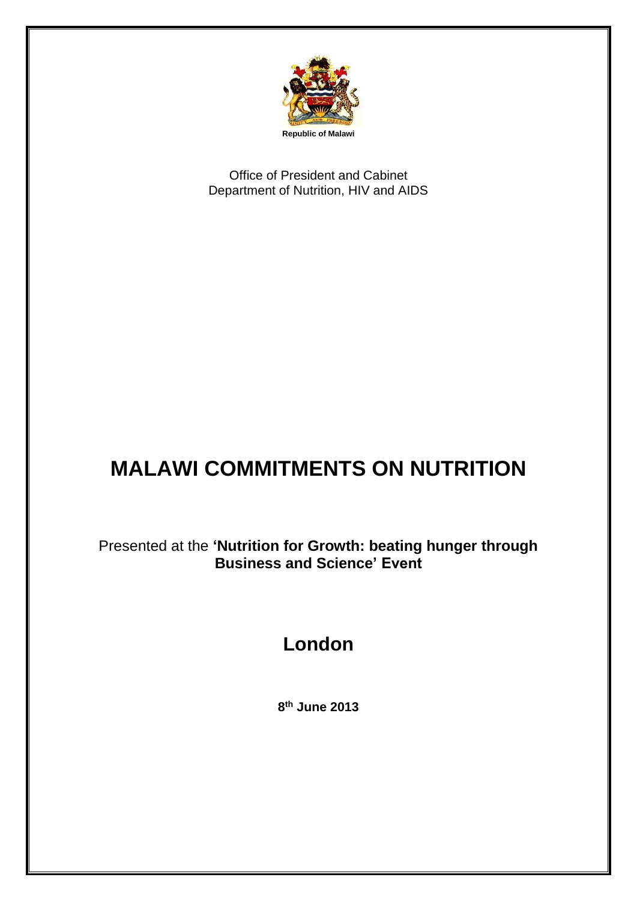Republic of Malawi

Office of President and Cabinet
Department of Nutrition, HIV and AIDS

# MALAWI COMMITMENTS ON NUTRITION

Presented at the **'Nutrition for Growth: beating hunger through Business and Science' Event**

## London

**8th June 2013**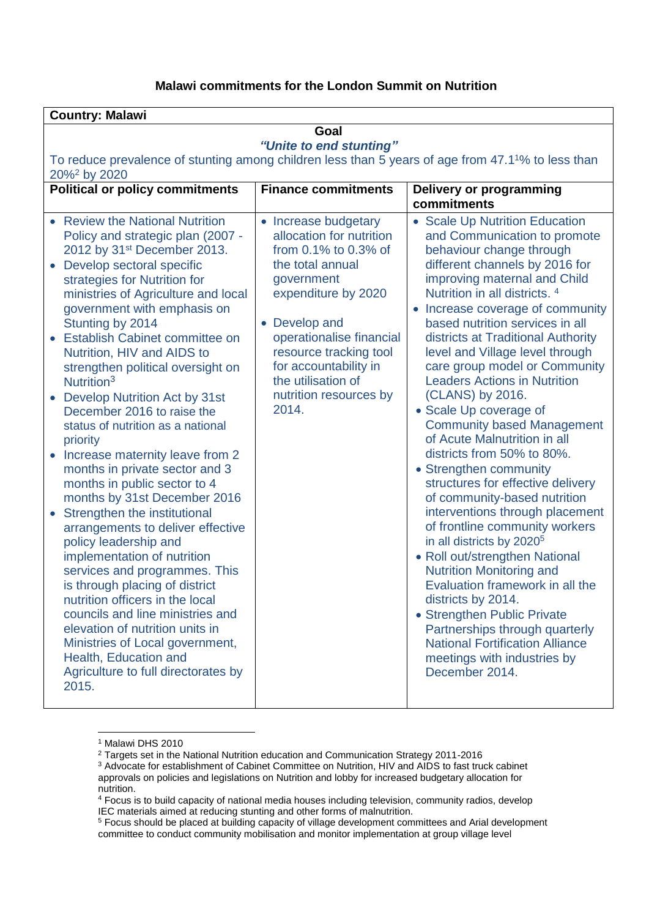**Malawi commitments for the London Summit on Nutrition**

| Country: Malawi | | |
|---|---|---|
| **Goal** *"Unite to end stunting"* To reduce prevalence of stunting among children less than 5 years of age from 47.1[1]% to less than 20%[2] by 2020 | | |
| **Political or policy commitments** | **Finance commitments** | **Delivery or programming commitments** |
| • Review the National Nutrition Policy and strategic plan (2007 - 2012 by 31st December 2013.<br>• Develop sectoral specific strategies for Nutrition for ministries of Agriculture and local government with emphasis on Stunting by 2014<br>• Establish Cabinet committee on Nutrition, HIV and AIDS to strengthen political oversight on Nutrition[3]<br>• Develop Nutrition Act by 31st December 2016 to raise the status of nutrition as a national priority<br>• Increase maternity leave from 2 months in private sector and 3 months in public sector to 4 months by 31st December 2016<br>• Strengthen the institutional arrangements to deliver effective policy leadership and implementation of nutrition services and programmes. This is through placing of district nutrition officers in the local councils and line ministries and elevation of nutrition units in Ministries of Local government, Health, Education and Agriculture to full directorates by 2015. | • Increase budgetary allocation for nutrition from 0.1% to 0.3% of the total annual government expenditure by 2020<br>• Develop and operationalise financial resource tracking tool for accountability in the utilisation of nutrition resources by 2014. | • Scale Up Nutrition Education and Communication to promote behaviour change through different channels by 2016 for improving maternal and Child Nutrition in all districts. [4]<br>• Increase coverage of community based nutrition services in all districts at Traditional Authority level and Village level through care group model or Community Leaders Actions in Nutrition (CLANS) by 2016.<br>• Scale Up coverage of Community based Management of Acute Malnutrition in all districts from 50% to 80%.<br>• Strengthen community structures for effective delivery of community-based nutrition interventions through placement of frontline community workers in all districts by 2020[5]<br>• Roll out/strengthen National Nutrition Monitoring and Evaluation framework in all the districts by 2014.<br>• Strengthen Public Private Partnerships through quarterly National Fortification Alliance meetings with industries by December 2014. |

[1] Malawi DHS 2010

[2] Targets set in the National Nutrition education and Communication Strategy 2011-2016

[3] Advocate for establishment of Cabinet Committee on Nutrition, HIV and AIDS to fast truck cabinet approvals on policies and legislations on Nutrition and lobby for increased budgetary allocation for nutrition.

[4] Focus is to build capacity of national media houses including television, community radios, develop IEC materials aimed at reducing stunting and other forms of malnutrition.

[5] Focus should be placed at building capacity of village development committees and Arial development committee to conduct community mobilisation and monitor implementation at group village level